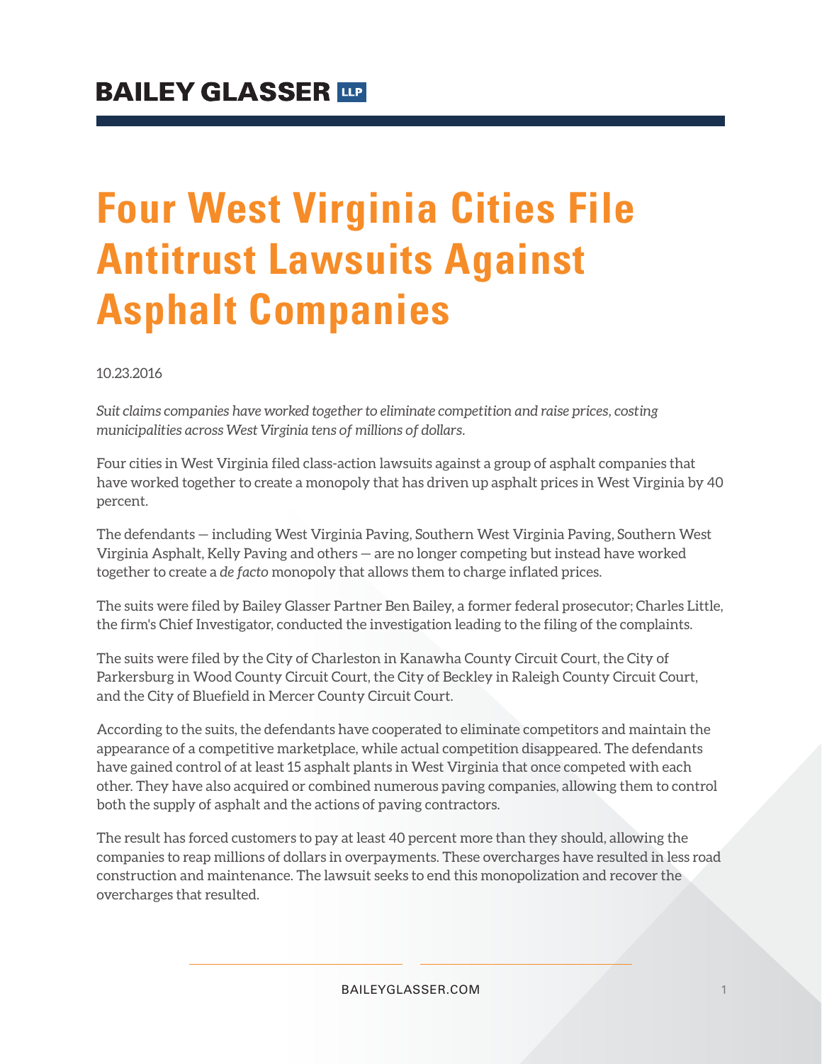# Four West Virginia Cities File Antitrust Lawsuits Against Asphalt Companies

10.23.2016

*Suit claims companies have worked together to eliminate competition and raise prices, costing municipalities across West Virginia tens of millions of dollars.*

Four cities in West Virginia filed class-action lawsuits against a group of asphalt companies that have worked together to create a monopoly that has driven up asphalt prices in West Virginia by 40 percent.

The defendants — including West Virginia Paving, Southern West Virginia Paving, Southern West Virginia Asphalt, Kelly Paving and others — are no longer competing but instead have worked together to create a *de facto* monopoly that allows them to charge inflated prices.

The suits were filed by Bailey Glasser Partner Ben Bailey, a former federal prosecutor; Charles Little, the firm's Chief Investigator, conducted the investigation leading to the filing of the complaints.

The suits were filed by the City of Charleston in Kanawha County Circuit Court, the City of Parkersburg in Wood County Circuit Court, the City of Beckley in Raleigh County Circuit Court, and the City of Bluefield in Mercer County Circuit Court.

According to the suits, the defendants have cooperated to eliminate competitors and maintain the appearance of a competitive marketplace, while actual competition disappeared. The defendants have gained control of at least 15 asphalt plants in West Virginia that once competed with each other. They have also acquired or combined numerous paving companies, allowing them to control both the supply of asphalt and the actions of paving contractors.

The result has forced customers to pay at least 40 percent more than they should, allowing the companies to reap millions of dollars in overpayments. These overcharges have resulted in less road construction and maintenance. The lawsuit seeks to end this monopolization and recover the overcharges that resulted.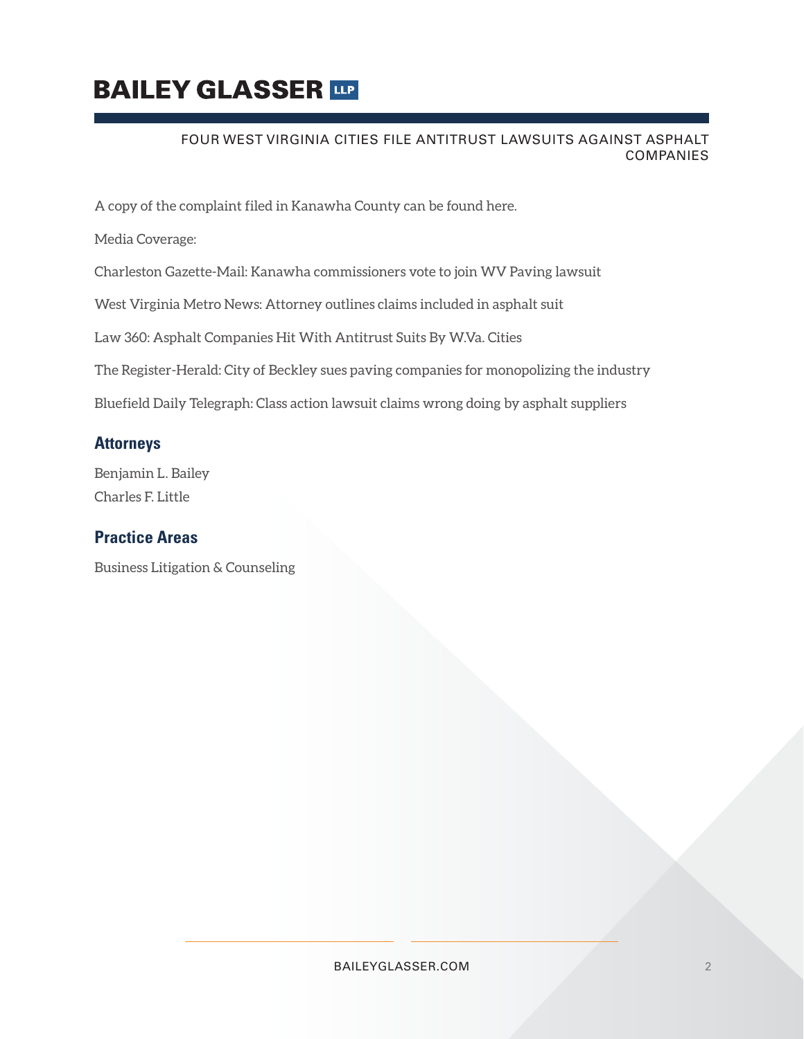A copy of the complaint filed in Kanawha County can be found here.

Media Coverage:

Charleston Gazette-Mail: Kanawha commissioners vote to join WV Paving lawsuit

West Virginia Metro News: Attorney outlines claims included in asphalt suit

Law 360: Asphalt Companies Hit With Antitrust Suits By W.Va. Cities

The Register-Herald: City of Beckley sues paving companies for monopolizing the industry

Bluefield Daily Telegraph: Class action lawsuit claims wrong doing by asphalt suppliers

## Attorneys

Benjamin L. Bailey
Charles F. Little

## Practice Areas

Business Litigation & Counseling